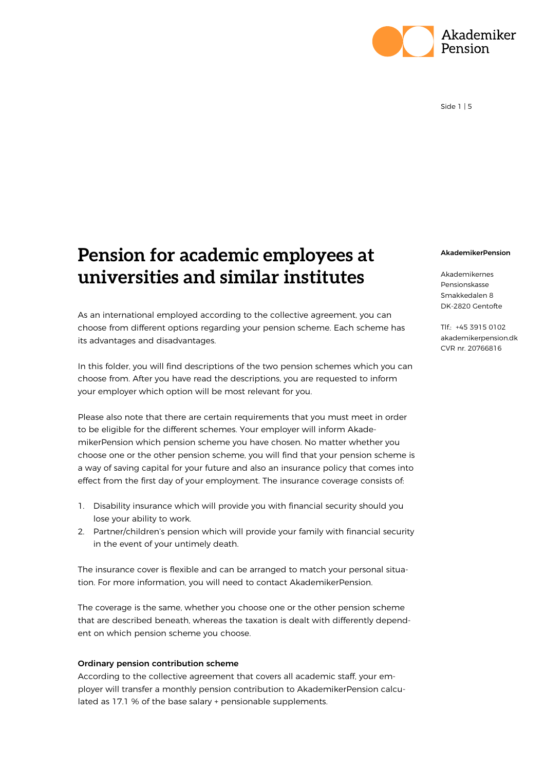# Pension for academic employees at universities and similar institutes

**AkademikerPension**

Akademikernes
Pensionskasse
Smakkedalen 8
DK-2820 Gentofte

Tlf.: +45 3915 0102
akademikerpension.dk
CVR nr. 20766816

As an international employed according to the collective agreement, you can choose from different options regarding your pension scheme. Each scheme has its advantages and disadvantages.

In this folder, you will find descriptions of the two pension schemes which you can choose from. After you have read the descriptions, you are requested to inform your employer which option will be most relevant for you.

Please also note that there are certain requirements that you must meet in order to be eligible for the different schemes. Your employer will inform AkademikerPension which pension scheme you have chosen. No matter whether you choose one or the other pension scheme, you will find that your pension scheme is a way of saving capital for your future and also an insurance policy that comes into effect from the first day of your employment. The insurance coverage consists of:

1. Disability insurance which will provide you with financial security should you lose your ability to work.
2. Partner/children's pension which will provide your family with financial security in the event of your untimely death.

The insurance cover is flexible and can be arranged to match your personal situation. For more information, you will need to contact AkademikerPension.

The coverage is the same, whether you choose one or the other pension scheme that are described beneath, whereas the taxation is dealt with differently dependent on which pension scheme you choose.

**Ordinary pension contribution scheme**

According to the collective agreement that covers all academic staff, your employer will transfer a monthly pension contribution to AkademikerPension calculated as 17.1 % of the base salary + pensionable supplements.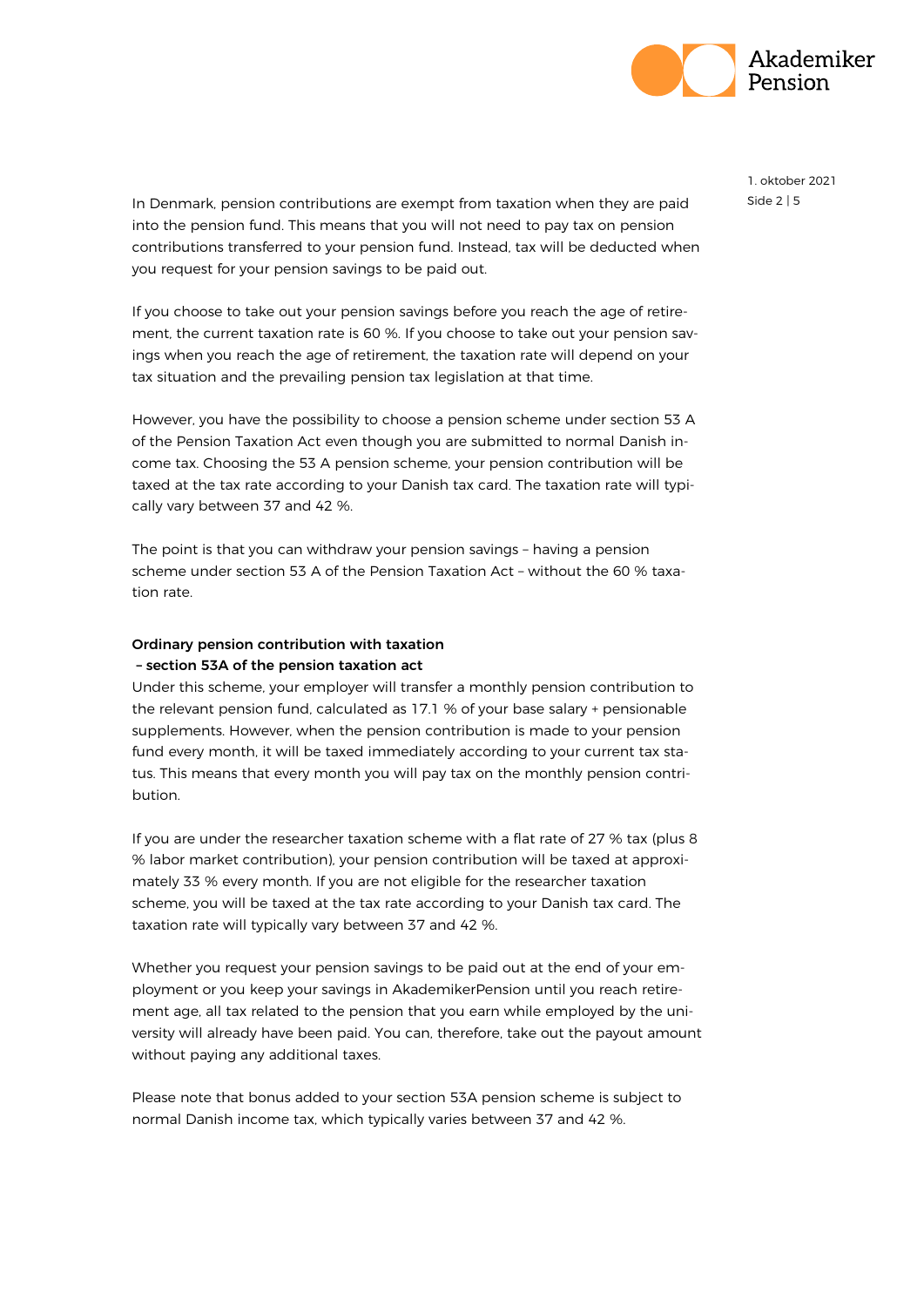In Denmark, pension contributions are exempt from taxation when they are paid into the pension fund. This means that you will not need to pay tax on pension contributions transferred to your pension fund. Instead, tax will be deducted when you request for your pension savings to be paid out.

If you choose to take out your pension savings before you reach the age of retirement, the current taxation rate is 60 %. If you choose to take out your pension savings when you reach the age of retirement, the taxation rate will depend on your tax situation and the prevailing pension tax legislation at that time.

However, you have the possibility to choose a pension scheme under section 53 A of the Pension Taxation Act even though you are submitted to normal Danish income tax. Choosing the 53 A pension scheme, your pension contribution will be taxed at the tax rate according to your Danish tax card. The taxation rate will typically vary between 37 and 42 %.

The point is that you can withdraw your pension savings – having a pension scheme under section 53 A of the Pension Taxation Act – without the 60 % taxation rate.

**Ordinary pension contribution with taxation – section 53A of the pension taxation act**

Under this scheme, your employer will transfer a monthly pension contribution to the relevant pension fund, calculated as 17.1 % of your base salary + pensionable supplements. However, when the pension contribution is made to your pension fund every month, it will be taxed immediately according to your current tax status. This means that every month you will pay tax on the monthly pension contribution.

If you are under the researcher taxation scheme with a flat rate of 27 % tax (plus 8 % labor market contribution), your pension contribution will be taxed at approximately 33 % every month. If you are not eligible for the researcher taxation scheme, you will be taxed at the tax rate according to your Danish tax card. The taxation rate will typically vary between 37 and 42 %.

Whether you request your pension savings to be paid out at the end of your employment or you keep your savings in AkademikerPension until you reach retirement age, all tax related to the pension that you earn while employed by the university will already have been paid. You can, therefore, take out the payout amount without paying any additional taxes.

Please note that bonus added to your section 53A pension scheme is subject to normal Danish income tax, which typically varies between 37 and 42 %.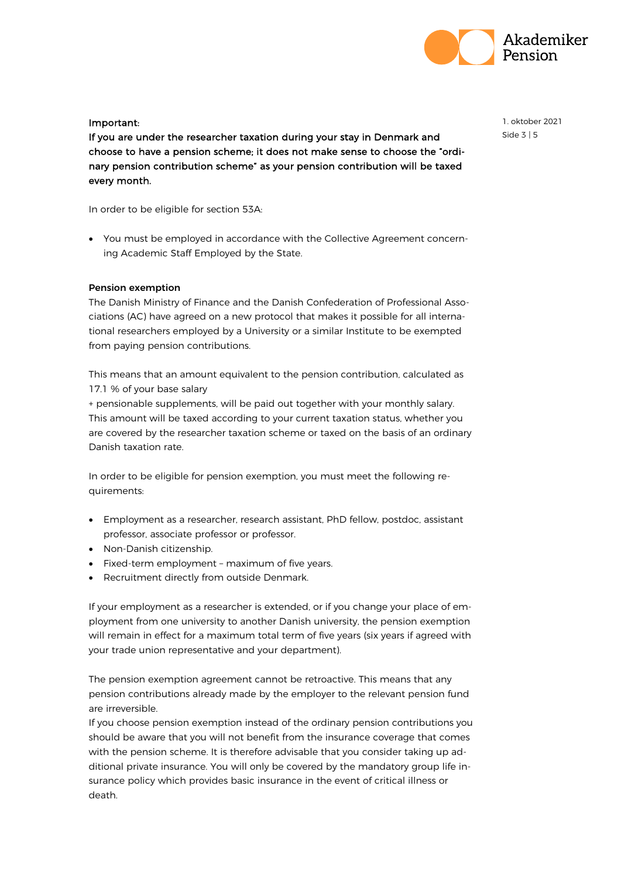**Important:**
**If you are under the researcher taxation during your stay in Denmark and choose to have a pension scheme; it does not make sense to choose the "ordinary pension contribution scheme" as your pension contribution will be taxed every month.**

In order to be eligible for section 53A:

- You must be employed in accordance with the Collective Agreement concerning Academic Staff Employed by the State.

**Pension exemption**

The Danish Ministry of Finance and the Danish Confederation of Professional Associations (AC) have agreed on a new protocol that makes it possible for all international researchers employed by a University or a similar Institute to be exempted from paying pension contributions.

This means that an amount equivalent to the pension contribution, calculated as 17.1 % of your base salary
+ pensionable supplements, will be paid out together with your monthly salary. This amount will be taxed according to your current taxation status, whether you are covered by the researcher taxation scheme or taxed on the basis of an ordinary Danish taxation rate.

In order to be eligible for pension exemption, you must meet the following requirements:

- Employment as a researcher, research assistant, PhD fellow, postdoc, assistant professor, associate professor or professor.
- Non-Danish citizenship.
- Fixed-term employment – maximum of five years.
- Recruitment directly from outside Denmark.

If your employment as a researcher is extended, or if you change your place of employment from one university to another Danish university, the pension exemption will remain in effect for a maximum total term of five years (six years if agreed with your trade union representative and your department).

The pension exemption agreement cannot be retroactive. This means that any pension contributions already made by the employer to the relevant pension fund are irreversible.
If you choose pension exemption instead of the ordinary pension contributions you should be aware that you will not benefit from the insurance coverage that comes with the pension scheme. It is therefore advisable that you consider taking up additional private insurance. You will only be covered by the mandatory group life insurance policy which provides basic insurance in the event of critical illness or death.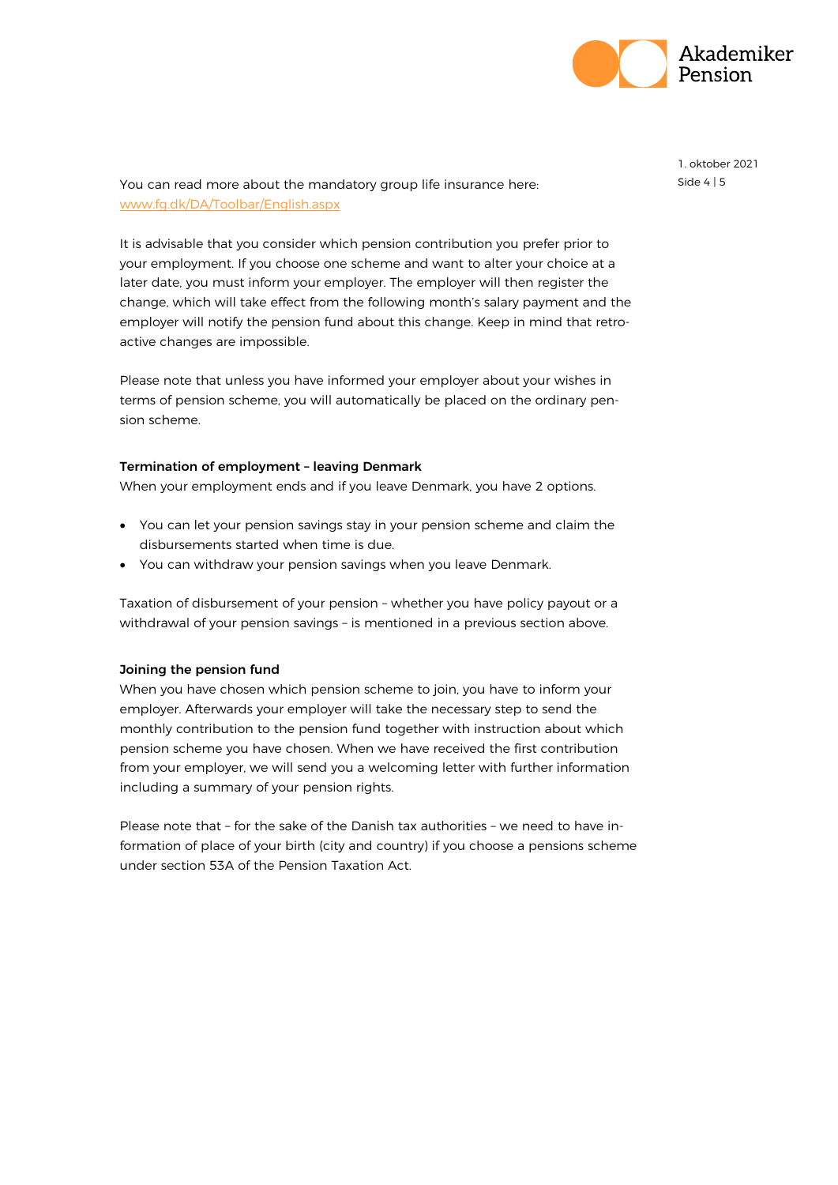You can read more about the mandatory group life insurance here: [www.fg.dk/DA/Toolbar/English.aspx](www.fg.dk/DA/Toolbar/English.aspx)

It is advisable that you consider which pension contribution you prefer prior to your employment. If you choose one scheme and want to alter your choice at a later date, you must inform your employer. The employer will then register the change, which will take effect from the following month's salary payment and the employer will notify the pension fund about this change. Keep in mind that retroactive changes are impossible.

Please note that unless you have informed your employer about your wishes in terms of pension scheme, you will automatically be placed on the ordinary pension scheme.

**Termination of employment – leaving Denmark**
When your employment ends and if you leave Denmark, you have 2 options.

- You can let your pension savings stay in your pension scheme and claim the disbursements started when time is due.
- You can withdraw your pension savings when you leave Denmark.

Taxation of disbursement of your pension – whether you have policy payout or a withdrawal of your pension savings – is mentioned in a previous section above.

**Joining the pension fund**
When you have chosen which pension scheme to join, you have to inform your employer. Afterwards your employer will take the necessary step to send the monthly contribution to the pension fund together with instruction about which pension scheme you have chosen. When we have received the first contribution from your employer, we will send you a welcoming letter with further information including a summary of your pension rights.

Please note that – for the sake of the Danish tax authorities – we need to have information of place of your birth (city and country) if you choose a pensions scheme under section 53A of the Pension Taxation Act.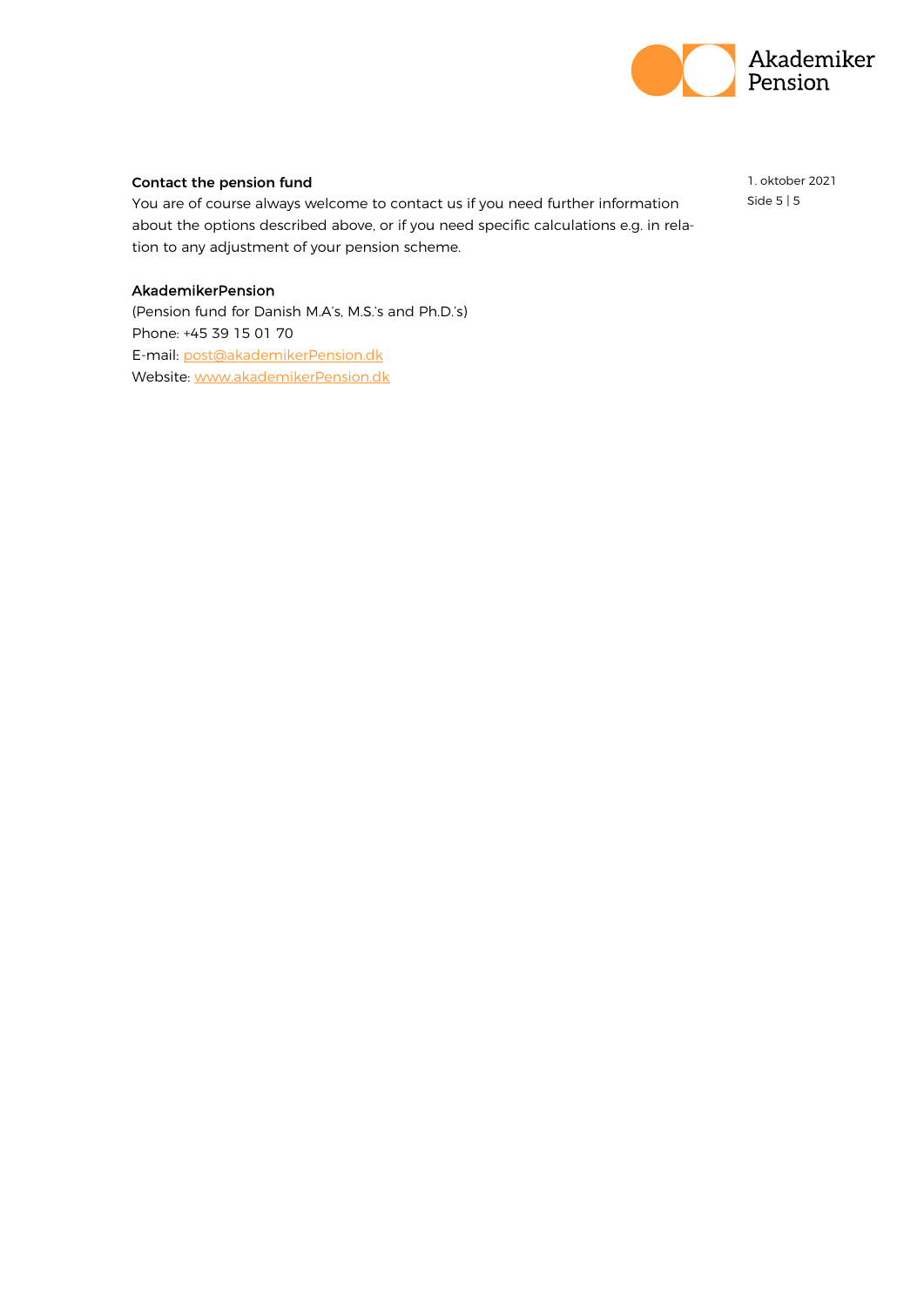**Contact the pension fund**

You are of course always welcome to contact us if you need further information about the options described above, or if you need specific calculations e.g. in relation to any adjustment of your pension scheme.

AkademikerPension
(Pension fund for Danish M.A's, M.S.'s and Ph.D.'s)
Phone: +45 39 15 01 70
E-mail: post@akademikerPension.dk
Website: www.akademikerPension.dk